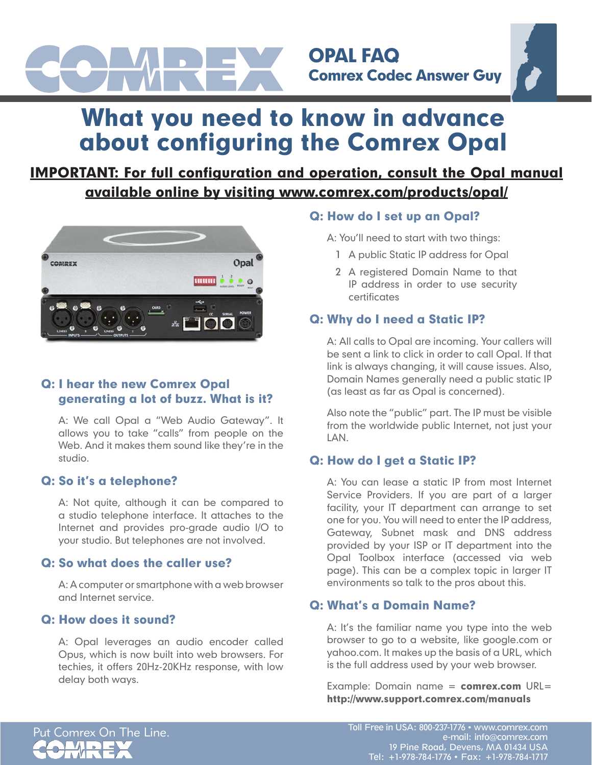# OPAL FAQ

## Comrex Codec Answer Guy

# What you need to know in advance about configuring the Comrex Opal

**IMPORTANT: For full configuration and operation, consult the Opal manual available online by visiting www.comrex.com/products/opal/**

### Q: I hear the new Comrex Opal generating a lot of buzz. What is it?

A: We call Opal a "Web Audio Gateway". It allows you to take "calls" from people on the Web. And it makes them sound like they're in the studio.

### Q: So it's a telephone?

A: Not quite, although it can be compared to a studio telephone interface. It attaches to the Internet and provides pro-grade audio I/O to your studio. But telephones are not involved.

### Q: So what does the caller use?

A: A computer or smartphone with a web browser and Internet service.

### Q: How does it sound?

A: Opal leverages an audio encoder called Opus, which is now built into web browsers. For techies, it offers 20Hz-20KHz response, with low delay both ways.

### Q: How do I set up an Opal?

A: You'll need to start with two things:

1. A public Static IP address for Opal
2. A registered Domain Name to that IP address in order to use security certificates

### Q: Why do I need a Static IP?

A: All calls to Opal are incoming. Your callers will be sent a link to click in order to call Opal. If that link is always changing, it will cause issues. Also, Domain Names generally need a public static IP (as least as far as Opal is concerned).

Also note the "public" part. The IP must be visible from the worldwide public Internet, not just your LAN.

### Q: How do I get a Static IP?

A: You can lease a static IP from most Internet Service Providers. If you are part of a larger facility, your IT department can arrange to set one for you. You will need to enter the IP address, Gateway, Subnet mask and DNS address provided by your ISP or IT department into the Opal Toolbox interface (accessed via web page). This can be a complex topic in larger IT environments so talk to the pros about this.

### Q: What's a Domain Name?

A: It's the familiar name you type into the web browser to go to a website, like google.com or yahoo.com. It makes up the basis of a URL, which is the full address used by your web browser.

Example: Domain name = **comrex.com** URL= **http://www.support.comrex.com/manuals**

Put Comrex On The Line.

Toll Free in USA: 800-237-1776 • www.comrex.com
e-mail: info@comrex.com
19 Pine Road, Devens, MA 01434 USA
Tel: +1-978-784-1776 • Fax: +1-978-784-1717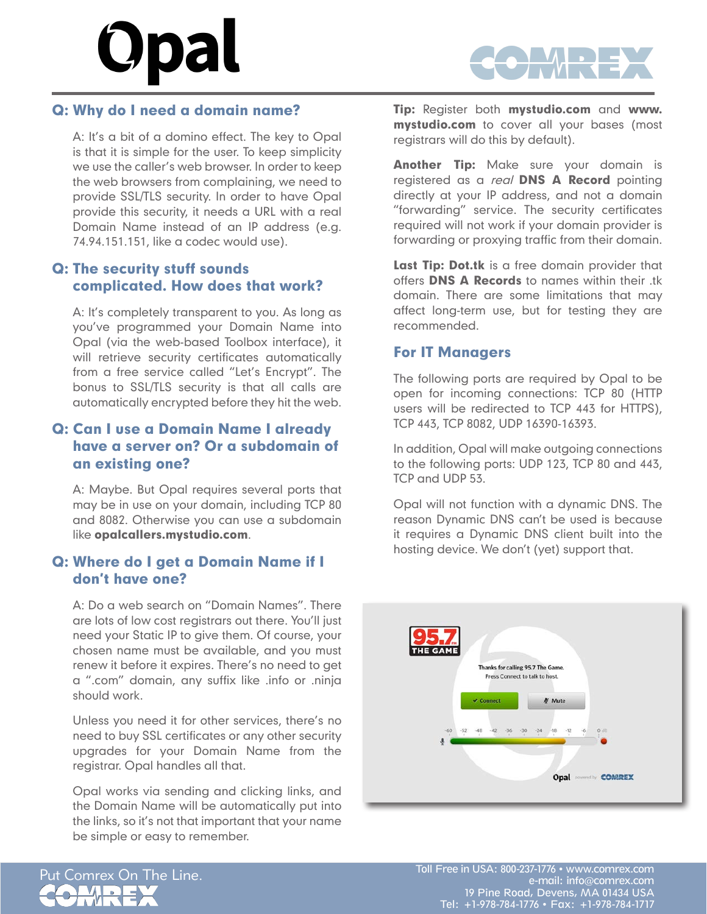## Q: Why do I need a domain name?

A: It's a bit of a domino effect. The key to Opal is that it is simple for the user. To keep simplicity we use the caller's web browser. In order to keep the web browsers from complaining, we need to provide SSL/TLS security. In order to have Opal provide this security, it needs a URL with a real Domain Name instead of an IP address (e.g. 74.94.151.151, like a codec would use).

## Q: The security stuff sounds complicated. How does that work?

A: It's completely transparent to you. As long as you've programmed your Domain Name into Opal (via the web-based Toolbox interface), it will retrieve security certificates automatically from a free service called "Let's Encrypt". The bonus to SSL/TLS security is that all calls are automatically encrypted before they hit the web.

## Q: Can I use a Domain Name I already have a server on? Or a subdomain of an existing one?

A: Maybe. But Opal requires several ports that may be in use on your domain, including TCP 80 and 8082. Otherwise you can use a subdomain like **opalcallers.mystudio.com**.

## Q: Where do I get a Domain Name if I don't have one?

A: Do a web search on "Domain Names". There are lots of low cost registrars out there. You'll just need your Static IP to give them. Of course, your chosen name must be available, and you must renew it before it expires. There's no need to get a ".com" domain, any suffix like .info or .ninja should work.

Unless you need it for other services, there's no need to buy SSL certificates or any other security upgrades for your Domain Name from the registrar. Opal handles all that.

Opal works via sending and clicking links, and the Domain Name will be automatically put into the links, so it's not that important that your name be simple or easy to remember.

**Tip:** Register both **mystudio.com** and **www.mystudio.com** to cover all your bases (most registrars will do this by default).

**Another Tip:** Make sure your domain is registered as a *real* **DNS A Record** pointing directly at your IP address, and not a domain "forwarding" service. The security certificates required will not work if your domain provider is forwarding or proxying traffic from their domain.

**Last Tip: Dot.tk** is a free domain provider that offers **DNS A Records** to names within their .tk domain. There are some limitations that may affect long-term use, but for testing they are recommended.

## For IT Managers

The following ports are required by Opal to be open for incoming connections: TCP 80 (HTTP users will be redirected to TCP 443 for HTTPS), TCP 443, TCP 8082, UDP 16390-16393.

In addition, Opal will make outgoing connections to the following ports: UDP 123, TCP 80 and 443, TCP and UDP 53.

Opal will not function with a dynamic DNS. The reason Dynamic DNS can't be used is because it requires a Dynamic DNS client built into the hosting device. We don't (yet) support that.

Put Comrex On The Line.

Toll Free in USA: 800-237-1776 • www.comrex.com
e-mail: info@comrex.com
19 Pine Road, Devens, MA 01434 USA
Tel: +1-978-784-1776 • Fax: +1-978-784-1717